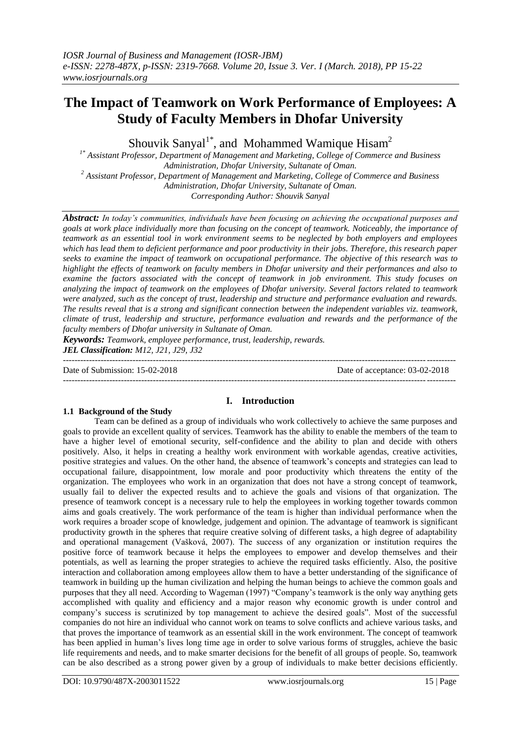# The Impact of Teamwork on Work Performance of Employees: A Study of Faculty Members in Dhofar University

Shouvik Sanyal[1*], and Mohammed Wamique Hisam[2]

[1*] *Assistant Professor, Department of Management and Marketing, College of Commerce and Business Administration, Dhofar University, Sultanate of Oman.*

[2] *Assistant Professor, Department of Management and Marketing, College of Commerce and Business Administration, Dhofar University, Sultanate of Oman.*

*Corresponding Author: Shouvik Sanyal*

***Abstract:*** *In today's communities, individuals have been focusing on achieving the occupational purposes and goals at work place individually more than focusing on the concept of teamwork. Noticeably, the importance of teamwork as an essential tool in work environment seems to be neglected by both employers and employees which has lead them to deficient performance and poor productivity in their jobs. Therefore, this research paper seeks to examine the impact of teamwork on occupational performance. The objective of this research was to highlight the effects of teamwork on faculty members in Dhofar university and their performances and also to examine the factors associated with the concept of teamwork in job environment. This study focuses on analyzing the impact of teamwork on the employees of Dhofar university. Several factors related to teamwork were analyzed, such as the concept of trust, leadership and structure and performance evaluation and rewards. The results reveal that is a strong and significant connection between the independent variables viz. teamwork, climate of trust, leadership and structure, performance evaluation and rewards and the performance of the faculty members of Dhofar university in Sultanate of Oman.*

***Keywords:*** *Teamwork, employee performance, trust, leadership, rewards.*

***JEL Classification:*** *M12, J21, J29, J32*

Date of Submission: 15-02-2018 | Date of acceptance: 03-02-2018

## I. Introduction

### 1.1 Background of the Study

Team can be defined as a group of individuals who work collectively to achieve the same purposes and goals to provide an excellent quality of services. Teamwork has the ability to enable the members of the team to have a higher level of emotional security, self-confidence and the ability to plan and decide with others positively. Also, it helps in creating a healthy work environment with workable agendas, creative activities, positive strategies and values. On the other hand, the absence of teamwork's concepts and strategies can lead to occupational failure, disappointment, low morale and poor productivity which threatens the entity of the organization. The employees who work in an organization that does not have a strong concept of teamwork, usually fail to deliver the expected results and to achieve the goals and visions of that organization. The presence of teamwork concept is a necessary rule to help the employees in working together towards common aims and goals creatively. The work performance of the team is higher than individual performance when the work requires a broader scope of knowledge, judgement and opinion. The advantage of teamwork is significant productivity growth in the spheres that require creative solving of different tasks, a high degree of adaptability and operational management (Vašková, 2007). The success of any organization or institution requires the positive force of teamwork because it helps the employees to empower and develop themselves and their potentials, as well as learning the proper strategies to achieve the required tasks efficiently. Also, the positive interaction and collaboration among employees allow them to have a better understanding of the significance of teamwork in building up the human civilization and helping the human beings to achieve the common goals and purposes that they all need. According to Wageman (1997) "Company's teamwork is the only way anything gets accomplished with quality and efficiency and a major reason why economic growth is under control and company's success is scrutinized by top management to achieve the desired goals". Most of the successful companies do not hire an individual who cannot work on teams to solve conflicts and achieve various tasks, and that proves the importance of teamwork as an essential skill in the work environment. The concept of teamwork has been applied in human's lives long time age in order to solve various forms of struggles, achieve the basic life requirements and needs, and to make smarter decisions for the benefit of all groups of people. So, teamwork can be also described as a strong power given by a group of individuals to make better decisions efficiently.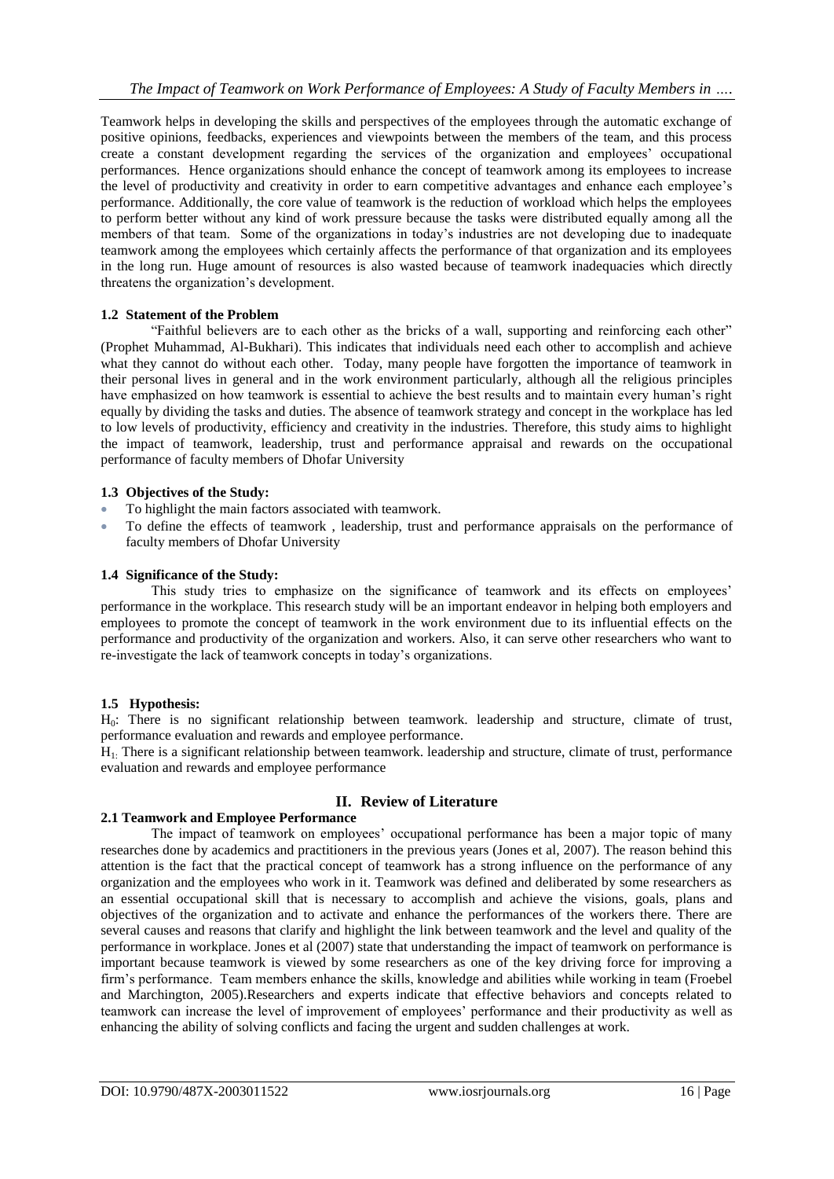Teamwork helps in developing the skills and perspectives of the employees through the automatic exchange of positive opinions, feedbacks, experiences and viewpoints between the members of the team, and this process create a constant development regarding the services of the organization and employees' occupational performances. Hence organizations should enhance the concept of teamwork among its employees to increase the level of productivity and creativity in order to earn competitive advantages and enhance each employee's performance. Additionally, the core value of teamwork is the reduction of workload which helps the employees to perform better without any kind of work pressure because the tasks were distributed equally among all the members of that team. Some of the organizations in today's industries are not developing due to inadequate teamwork among the employees which certainly affects the performance of that organization and its employees in the long run. Huge amount of resources is also wasted because of teamwork inadequacies which directly threatens the organization's development.

### 1.2 Statement of the Problem

"Faithful believers are to each other as the bricks of a wall, supporting and reinforcing each other" (Prophet Muhammad, Al-Bukhari). This indicates that individuals need each other to accomplish and achieve what they cannot do without each other. Today, many people have forgotten the importance of teamwork in their personal lives in general and in the work environment particularly, although all the religious principles have emphasized on how teamwork is essential to achieve the best results and to maintain every human's right equally by dividing the tasks and duties. The absence of teamwork strategy and concept in the workplace has led to low levels of productivity, efficiency and creativity in the industries. Therefore, this study aims to highlight the impact of teamwork, leadership, trust and performance appraisal and rewards on the occupational performance of faculty members of Dhofar University

### 1.3 Objectives of the Study:

- To highlight the main factors associated with teamwork.
- To define the effects of teamwork , leadership, trust and performance appraisals on the performance of faculty members of Dhofar University

### 1.4 Significance of the Study:

This study tries to emphasize on the significance of teamwork and its effects on employees' performance in the workplace. This research study will be an important endeavor in helping both employers and employees to promote the concept of teamwork in the work environment due to its influential effects on the performance and productivity of the organization and workers. Also, it can serve other researchers who want to re-investigate the lack of teamwork concepts in today's organizations.

### 1.5 Hypothesis:

$H_0$: There is no significant relationship between teamwork. leadership and structure, climate of trust, performance evaluation and rewards and employee performance.

$H_1$: There is a significant relationship between teamwork. leadership and structure, climate of trust, performance evaluation and rewards and employee performance

## II. Review of Literature

### 2.1 Teamwork and Employee Performance

The impact of teamwork on employees' occupational performance has been a major topic of many researches done by academics and practitioners in the previous years (Jones et al, 2007). The reason behind this attention is the fact that the practical concept of teamwork has a strong influence on the performance of any organization and the employees who work in it. Teamwork was defined and deliberated by some researchers as an essential occupational skill that is necessary to accomplish and achieve the visions, goals, plans and objectives of the organization and to activate and enhance the performances of the workers there. There are several causes and reasons that clarify and highlight the link between teamwork and the level and quality of the performance in workplace. Jones et al (2007) state that understanding the impact of teamwork on performance is important because teamwork is viewed by some researchers as one of the key driving force for improving a firm's performance. Team members enhance the skills, knowledge and abilities while working in team (Froebel and Marchington, 2005).Researchers and experts indicate that effective behaviors and concepts related to teamwork can increase the level of improvement of employees' performance and their productivity as well as enhancing the ability of solving conflicts and facing the urgent and sudden challenges at work.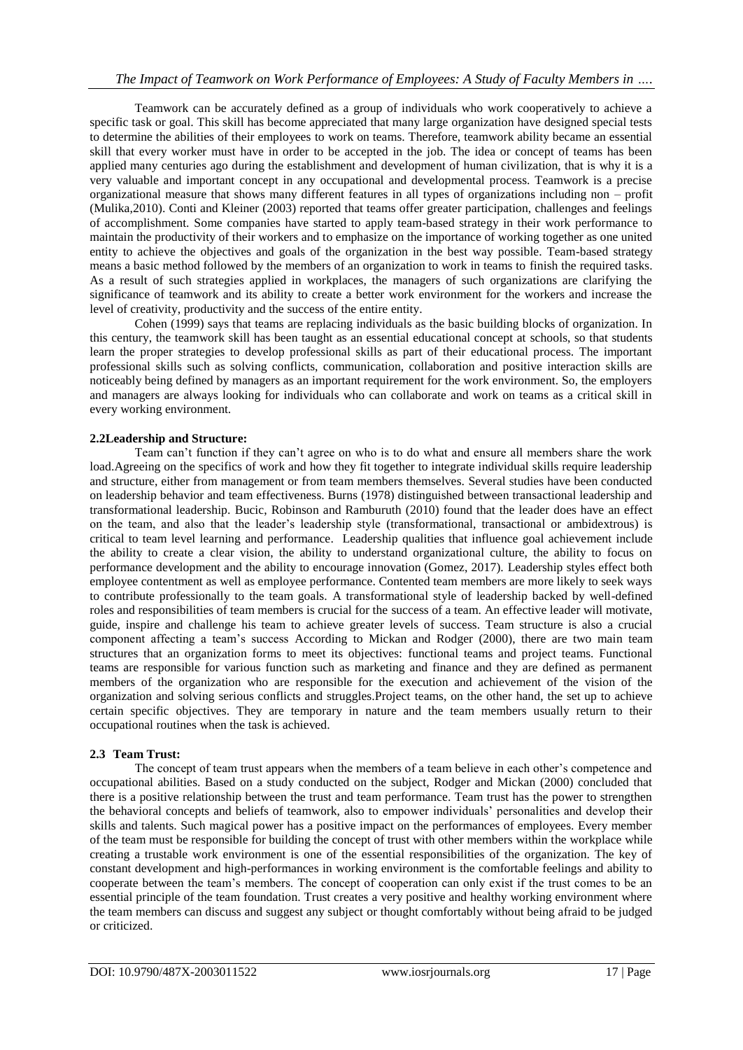Teamwork can be accurately defined as a group of individuals who work cooperatively to achieve a specific task or goal. This skill has become appreciated that many large organization have designed special tests to determine the abilities of their employees to work on teams. Therefore, teamwork ability became an essential skill that every worker must have in order to be accepted in the job. The idea or concept of teams has been applied many centuries ago during the establishment and development of human civilization, that is why it is a very valuable and important concept in any occupational and developmental process. Teamwork is a precise organizational measure that shows many different features in all types of organizations including non – profit (Mulika,2010). Conti and Kleiner (2003) reported that teams offer greater participation, challenges and feelings of accomplishment. Some companies have started to apply team-based strategy in their work performance to maintain the productivity of their workers and to emphasize on the importance of working together as one united entity to achieve the objectives and goals of the organization in the best way possible. Team-based strategy means a basic method followed by the members of an organization to work in teams to finish the required tasks. As a result of such strategies applied in workplaces, the managers of such organizations are clarifying the significance of teamwork and its ability to create a better work environment for the workers and increase the level of creativity, productivity and the success of the entire entity.

Cohen (1999) says that teams are replacing individuals as the basic building blocks of organization. In this century, the teamwork skill has been taught as an essential educational concept at schools, so that students learn the proper strategies to develop professional skills as part of their educational process. The important professional skills such as solving conflicts, communication, collaboration and positive interaction skills are noticeably being defined by managers as an important requirement for the work environment. So, the employers and managers are always looking for individuals who can collaborate and work on teams as a critical skill in every working environment.

### 2.2Leadership and Structure:

Team can't function if they can't agree on who is to do what and ensure all members share the work load.Agreeing on the specifics of work and how they fit together to integrate individual skills require leadership and structure, either from management or from team members themselves. Several studies have been conducted on leadership behavior and team effectiveness. Burns (1978) distinguished between transactional leadership and transformational leadership. Bucic, Robinson and Ramburuth (2010) found that the leader does have an effect on the team, and also that the leader's leadership style (transformational, transactional or ambidextrous) is critical to team level learning and performance. Leadership qualities that influence goal achievement include the ability to create a clear vision, the ability to understand organizational culture, the ability to focus on performance development and the ability to encourage innovation (Gomez, 2017). Leadership styles effect both employee contentment as well as employee performance. Contented team members are more likely to seek ways to contribute professionally to the team goals. A transformational style of leadership backed by well-defined roles and responsibilities of team members is crucial for the success of a team. An effective leader will motivate, guide, inspire and challenge his team to achieve greater levels of success. Team structure is also a crucial component affecting a team's success According to Mickan and Rodger (2000), there are two main team structures that an organization forms to meet its objectives: functional teams and project teams. Functional teams are responsible for various function such as marketing and finance and they are defined as permanent members of the organization who are responsible for the execution and achievement of the vision of the organization and solving serious conflicts and struggles.Project teams, on the other hand, the set up to achieve certain specific objectives. They are temporary in nature and the team members usually return to their occupational routines when the task is achieved.

### 2.3 Team Trust:

The concept of team trust appears when the members of a team believe in each other's competence and occupational abilities. Based on a study conducted on the subject, Rodger and Mickan (2000) concluded that there is a positive relationship between the trust and team performance. Team trust has the power to strengthen the behavioral concepts and beliefs of teamwork, also to empower individuals' personalities and develop their skills and talents. Such magical power has a positive impact on the performances of employees. Every member of the team must be responsible for building the concept of trust with other members within the workplace while creating a trustable work environment is one of the essential responsibilities of the organization. The key of constant development and high-performances in working environment is the comfortable feelings and ability to cooperate between the team's members. The concept of cooperation can only exist if the trust comes to be an essential principle of the team foundation. Trust creates a very positive and healthy working environment where the team members can discuss and suggest any subject or thought comfortably without being afraid to be judged or criticized.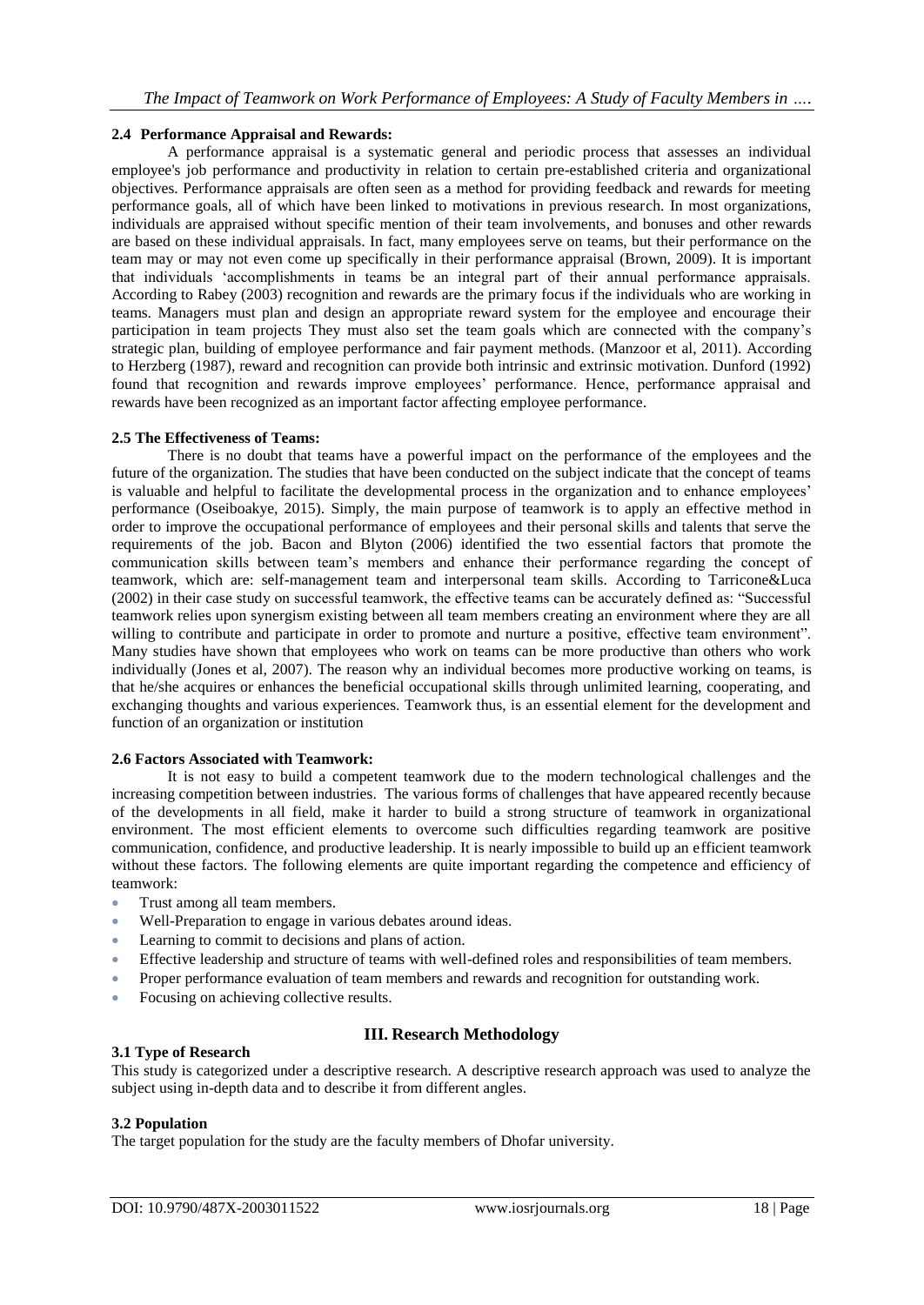### 2.4 Performance Appraisal and Rewards:

A performance appraisal is a systematic general and periodic process that assesses an individual employee's job performance and productivity in relation to certain pre-established criteria and organizational objectives. Performance appraisals are often seen as a method for providing feedback and rewards for meeting performance goals, all of which have been linked to motivations in previous research. In most organizations, individuals are appraised without specific mention of their team involvements, and bonuses and other rewards are based on these individual appraisals. In fact, many employees serve on teams, but their performance on the team may or may not even come up specifically in their performance appraisal (Brown, 2009). It is important that individuals 'accomplishments in teams be an integral part of their annual performance appraisals. According to Rabey (2003) recognition and rewards are the primary focus if the individuals who are working in teams. Managers must plan and design an appropriate reward system for the employee and encourage their participation in team projects They must also set the team goals which are connected with the company's strategic plan, building of employee performance and fair payment methods. (Manzoor et al, 2011). According to Herzberg (1987), reward and recognition can provide both intrinsic and extrinsic motivation. Dunford (1992) found that recognition and rewards improve employees' performance. Hence, performance appraisal and rewards have been recognized as an important factor affecting employee performance.

### 2.5 The Effectiveness of Teams:

There is no doubt that teams have a powerful impact on the performance of the employees and the future of the organization. The studies that have been conducted on the subject indicate that the concept of teams is valuable and helpful to facilitate the developmental process in the organization and to enhance employees' performance (Oseiboakye, 2015). Simply, the main purpose of teamwork is to apply an effective method in order to improve the occupational performance of employees and their personal skills and talents that serve the requirements of the job. Bacon and Blyton (2006) identified the two essential factors that promote the communication skills between team's members and enhance their performance regarding the concept of teamwork, which are: self-management team and interpersonal team skills. According to Tarricone&Luca (2002) in their case study on successful teamwork, the effective teams can be accurately defined as: "Successful teamwork relies upon synergism existing between all team members creating an environment where they are all willing to contribute and participate in order to promote and nurture a positive, effective team environment". Many studies have shown that employees who work on teams can be more productive than others who work individually (Jones et al, 2007). The reason why an individual becomes more productive working on teams, is that he/she acquires or enhances the beneficial occupational skills through unlimited learning, cooperating, and exchanging thoughts and various experiences. Teamwork thus, is an essential element for the development and function of an organization or institution

### 2.6 Factors Associated with Teamwork:

It is not easy to build a competent teamwork due to the modern technological challenges and the increasing competition between industries. The various forms of challenges that have appeared recently because of the developments in all field, make it harder to build a strong structure of teamwork in organizational environment. The most efficient elements to overcome such difficulties regarding teamwork are positive communication, confidence, and productive leadership. It is nearly impossible to build up an efficient teamwork without these factors. The following elements are quite important regarding the competence and efficiency of teamwork:

- Trust among all team members.
- Well-Preparation to engage in various debates around ideas.
- Learning to commit to decisions and plans of action.
- Effective leadership and structure of teams with well-defined roles and responsibilities of team members.
- Proper performance evaluation of team members and rewards and recognition for outstanding work.
- Focusing on achieving collective results.

## III. Research Methodology

### 3.1 Type of Research

This study is categorized under a descriptive research. A descriptive research approach was used to analyze the subject using in-depth data and to describe it from different angles.

### 3.2 Population

The target population for the study are the faculty members of Dhofar university.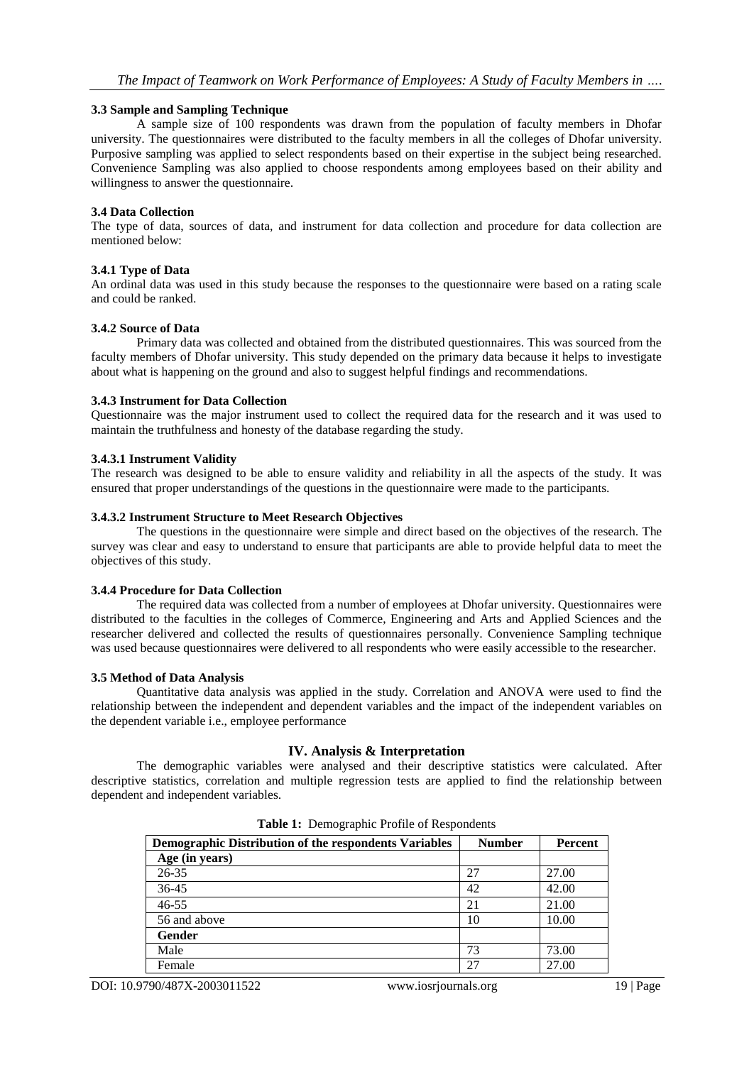### 3.3 Sample and Sampling Technique

A sample size of 100 respondents was drawn from the population of faculty members in Dhofar university. The questionnaires were distributed to the faculty members in all the colleges of Dhofar university. Purposive sampling was applied to select respondents based on their expertise in the subject being researched. Convenience Sampling was also applied to choose respondents among employees based on their ability and willingness to answer the questionnaire.

### 3.4 Data Collection

The type of data, sources of data, and instrument for data collection and procedure for data collection are mentioned below:

#### 3.4.1 Type of Data

An ordinal data was used in this study because the responses to the questionnaire were based on a rating scale and could be ranked.

#### 3.4.2 Source of Data

Primary data was collected and obtained from the distributed questionnaires. This was sourced from the faculty members of Dhofar university. This study depended on the primary data because it helps to investigate about what is happening on the ground and also to suggest helpful findings and recommendations.

#### 3.4.3 Instrument for Data Collection

Questionnaire was the major instrument used to collect the required data for the research and it was used to maintain the truthfulness and honesty of the database regarding the study.

##### 3.4.3.1 Instrument Validity

The research was designed to be able to ensure validity and reliability in all the aspects of the study. It was ensured that proper understandings of the questions in the questionnaire were made to the participants.

##### 3.4.3.2 Instrument Structure to Meet Research Objectives

The questions in the questionnaire were simple and direct based on the objectives of the research. The survey was clear and easy to understand to ensure that participants are able to provide helpful data to meet the objectives of this study.

#### 3.4.4 Procedure for Data Collection

The required data was collected from a number of employees at Dhofar university. Questionnaires were distributed to the faculties in the colleges of Commerce, Engineering and Arts and Applied Sciences and the researcher delivered and collected the results of questionnaires personally. Convenience Sampling technique was used because questionnaires were delivered to all respondents who were easily accessible to the researcher.

### 3.5 Method of Data Analysis

Quantitative data analysis was applied in the study. Correlation and ANOVA were used to find the relationship between the independent and dependent variables and the impact of the independent variables on the dependent variable i.e., employee performance

## IV. Analysis & Interpretation

The demographic variables were analysed and their descriptive statistics were calculated. After descriptive statistics, correlation and multiple regression tests are applied to find the relationship between dependent and independent variables.

**Table 1:** Demographic Profile of Respondents

| Demographic Distribution of the respondents Variables | Number | Percent |
|---|---|---|
| **Age (in years)** | | |
| 26-35 | 27 | 27.00 |
| 36-45 | 42 | 42.00 |
| 46-55 | 21 | 21.00 |
| 56 and above | 10 | 10.00 |
| **Gender** | | |
| Male | 73 | 73.00 |
| Female | 27 | 27.00 |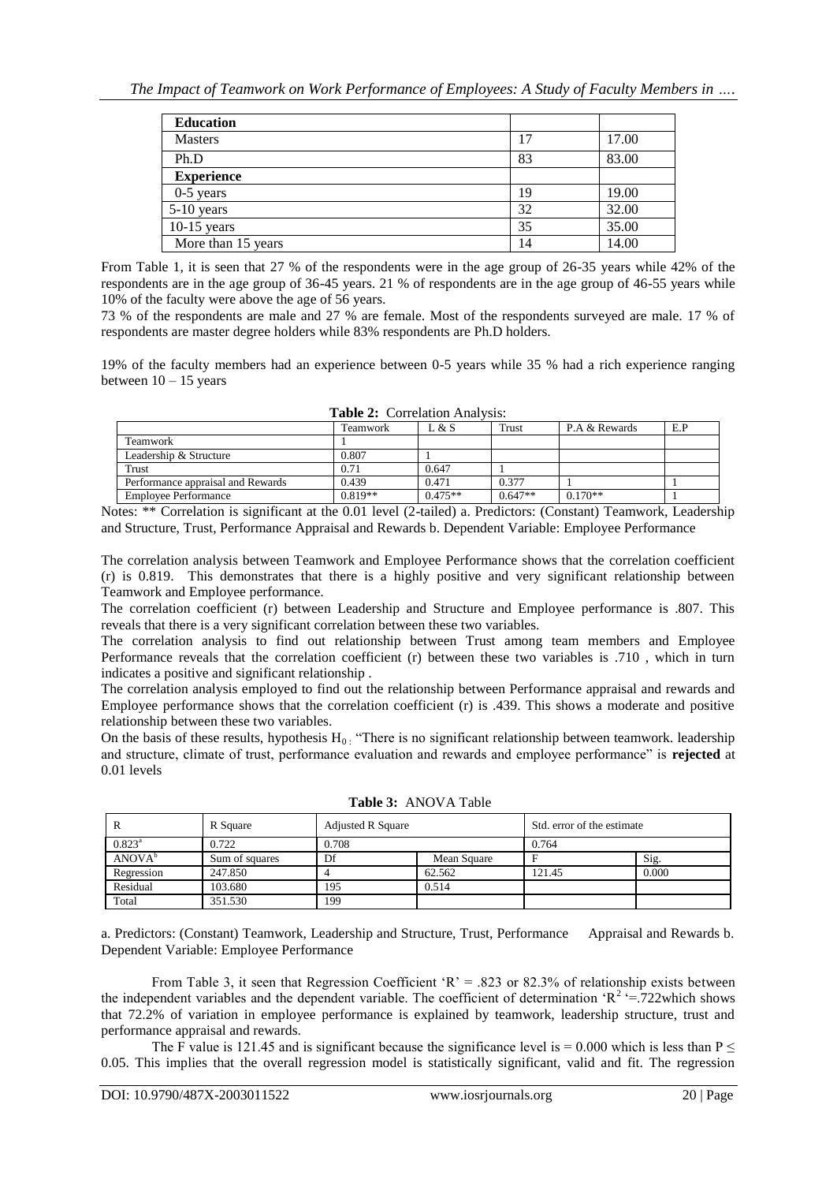| **Education** | | |
|---|---|---|
| Masters | 17 | 17.00 |
| Ph.D | 83 | 83.00 |
| **Experience** | | |
| 0-5 years | 19 | 19.00 |
| 5-10 years | 32 | 32.00 |
| 10-15 years | 35 | 35.00 |
| More than 15 years | 14 | 14.00 |

From Table 1, it is seen that 27 % of the respondents were in the age group of 26-35 years while 42% of the respondents are in the age group of 36-45 years. 21 % of respondents are in the age group of 46-55 years while 10% of the faculty were above the age of 56 years.

73 % of the respondents are male and 27 % are female. Most of the respondents surveyed are male. 17 % of respondents are master degree holders while 83% respondents are Ph.D holders.

19% of the faculty members had an experience between 0-5 years while 35 % had a rich experience ranging between 10 – 15 years

**Table 2:** Correlation Analysis:

| | Teamwork | L & S | Trust | P.A & Rewards | E.P |
|---|---|---|---|---|---|
| Teamwork | 1 | | | | |
| Leadership & Structure | 0.807 | 1 | | | |
| Trust | 0.71 | 0.647 | 1 | | |
| Performance appraisal and Rewards | 0.439 | 0.471 | 0.377 | 1 | 1 |
| Employee Performance | 0.819** | 0.475** | 0.647** | 0.170** | 1 |

Notes: ** Correlation is significant at the 0.01 level (2-tailed) a. Predictors: (Constant) Teamwork, Leadership and Structure, Trust, Performance Appraisal and Rewards b. Dependent Variable: Employee Performance

The correlation analysis between Teamwork and Employee Performance shows that the correlation coefficient (r) is 0.819. This demonstrates that there is a highly positive and very significant relationship between Teamwork and Employee performance.

The correlation coefficient (r) between Leadership and Structure and Employee performance is .807. This reveals that there is a very significant correlation between these two variables.

The correlation analysis to find out relationship between Trust among team members and Employee Performance reveals that the correlation coefficient (r) between these two variables is .710 , which in turn indicates a positive and significant relationship .

The correlation analysis employed to find out the relationship between Performance appraisal and rewards and Employee performance shows that the correlation coefficient (r) is .439. This shows a moderate and positive relationship between these two variables.

On the basis of these results, hypothesis $H_0$: "There is no significant relationship between teamwork. leadership and structure, climate of trust, performance evaluation and rewards and employee performance" is **rejected** at 0.01 levels

**Table 3:** ANOVA Table

| R | R Square | Adjusted R Square | | Std. error of the estimate | |
|---|---|---|---|---|---|
| 0.823[a] | 0.722 | 0.708 | | 0.764 | |
| ANOVA[b] | Sum of squares | Df | Mean Square | F | Sig. |
| Regression | 247.850 | 4 | 62.562 | 121.45 | 0.000 |
| Residual | 103.680 | 195 | 0.514 | | |
| Total | 351.530 | 199 | | | |

a. Predictors: (Constant) Teamwork, Leadership and Structure, Trust, Performance Appraisal and Rewards b. Dependent Variable: Employee Performance

From Table 3, it seen that Regression Coefficient 'R' = .823 or 82.3% of relationship exists between the independent variables and the dependent variable. The coefficient of determination '$R^2$ '=.722which shows that 72.2% of variation in employee performance is explained by teamwork, leadership structure, trust and performance appraisal and rewards.

The F value is 121.45 and is significant because the significance level is = 0.000 which is less than $P \leq 0.05$. This implies that the overall regression model is statistically significant, valid and fit. The regression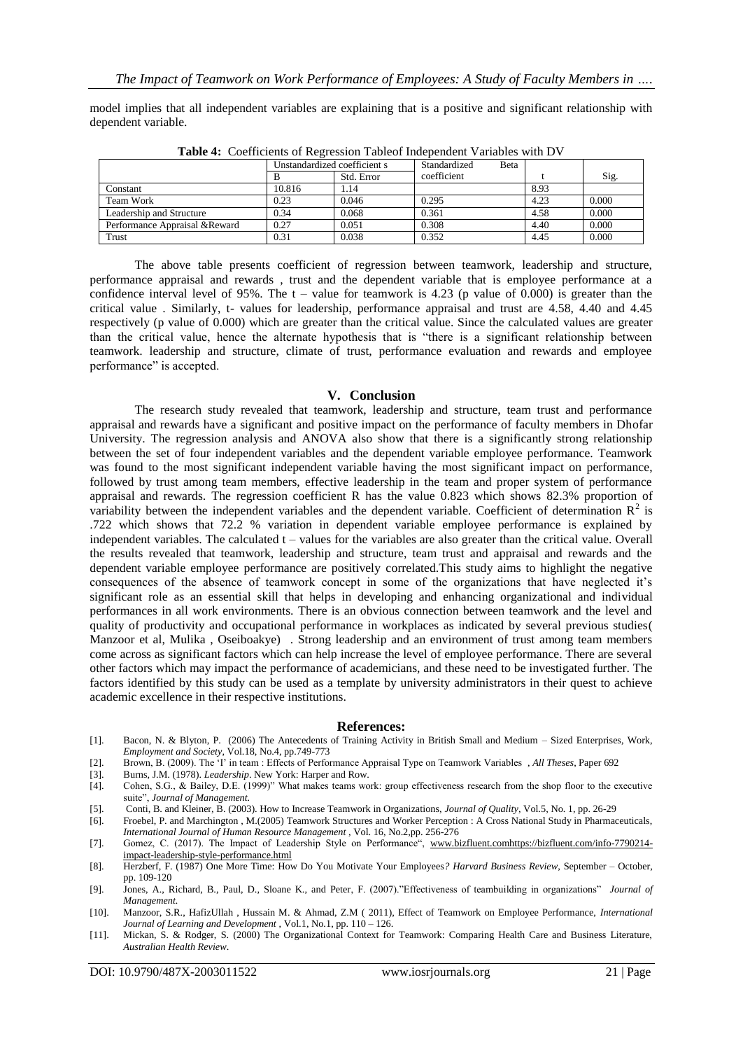model implies that all independent variables are explaining that is a positive and significant relationship with dependent variable.

**Table 4:** Coefficients of Regression Tableof Independent Variables with DV

| | Unstandardized coefficient s | | Standardized Beta | | |
|---|---|---|---|---|---|
| | B | Std. Error | coefficient | t | Sig. |
| Constant | 10.816 | 1.14 | | 8.93 | |
| Team Work | 0.23 | 0.046 | 0.295 | 4.23 | 0.000 |
| Leadership and Structure | 0.34 | 0.068 | 0.361 | 4.58 | 0.000 |
| Performance Appraisal &Reward | 0.27 | 0.051 | 0.308 | 4.40 | 0.000 |
| Trust | 0.31 | 0.038 | 0.352 | 4.45 | 0.000 |

The above table presents coefficient of regression between teamwork, leadership and structure, performance appraisal and rewards , trust and the dependent variable that is employee performance at a confidence interval level of 95%. The t – value for teamwork is 4.23 (p value of 0.000) is greater than the critical value . Similarly, t- values for leadership, performance appraisal and trust are 4.58, 4.40 and 4.45 respectively (p value of 0.000) which are greater than the critical value. Since the calculated values are greater than the critical value, hence the alternate hypothesis that is "there is a significant relationship between teamwork. leadership and structure, climate of trust, performance evaluation and rewards and employee performance" is accepted.

## V. Conclusion

The research study revealed that teamwork, leadership and structure, team trust and performance appraisal and rewards have a significant and positive impact on the performance of faculty members in Dhofar University. The regression analysis and ANOVA also show that there is a significantly strong relationship between the set of four independent variables and the dependent variable employee performance. Teamwork was found to the most significant independent variable having the most significant impact on performance, followed by trust among team members, effective leadership in the team and proper system of performance appraisal and rewards. The regression coefficient R has the value 0.823 which shows 82.3% proportion of variability between the independent variables and the dependent variable. Coefficient of determination $R^2$ is .722 which shows that 72.2 % variation in dependent variable employee performance is explained by independent variables. The calculated t – values for the variables are also greater than the critical value. Overall the results revealed that teamwork, leadership and structure, team trust and appraisal and rewards and the dependent variable employee performance are positively correlated.This study aims to highlight the negative consequences of the absence of teamwork concept in some of the organizations that have neglected it's significant role as an essential skill that helps in developing and enhancing organizational and individual performances in all work environments. There is an obvious connection between teamwork and the level and quality of productivity and occupational performance in workplaces as indicated by several previous studies( Manzoor et al, Mulika , Oseiboakye) . Strong leadership and an environment of trust among team members come across as significant factors which can help increase the level of employee performance. There are several other factors which may impact the performance of academicians, and these need to be investigated further. The factors identified by this study can be used as a template by university administrators in their quest to achieve academic excellence in their respective institutions.

## References:

[1]. Bacon, N. & Blyton, P. (2006) The Antecedents of Training Activity in British Small and Medium – Sized Enterprises, Work, *Employment and Society*, Vol.18, No.4, pp.749-773

[2]. Brown, B. (2009). The 'I' in team : Effects of Performance Appraisal Type on Teamwork Variables , *All Theses*, Paper 692

[3]. Burns, J.M. (1978). *Leadership*. New York: Harper and Row.

[4]. Cohen, S.G., & Bailey, D.E. (1999)" What makes teams work: group effectiveness research from the shop floor to the executive suite", *Journal of Management.*

[5]. Conti, B. and Kleiner, B. (2003). How to Increase Teamwork in Organizations, *Journal of Quality*, Vol.5, No. 1, pp. 26-29

[6]. Froebel, P. and Marchington , M.(2005) Teamwork Structures and Worker Perception : A Cross National Study in Pharmaceuticals, *International Journal of Human Resource Management* , Vol. 16, No.2,pp. 256-276

[7]. Gomez, C. (2017). The Impact of Leadership Style on Performance", www.bizfluent.comhttps://bizfluent.com/info-7790214-impact-leadership-style-performance.html

[8]. Herzberf, F. (1987) One More Time: How Do You Motivate Your Employees*? Harvard Business Review*, September – October, pp. 109-120

[9]. Jones, A., Richard, B., Paul, D., Sloane K., and Peter, F. (2007)."Effectiveness of teambuilding in organizations" *Journal of Management.*

[10]. Manzoor, S.R., HafizUllah , Hussain M. & Ahmad, Z.M ( 2011), Effect of Teamwork on Employee Performance, *International Journal of Learning and Development* , Vol.1, No.1, pp. 110 – 126.

[11]. Mickan, S. & Rodger, S. (2000) The Organizational Context for Teamwork: Comparing Health Care and Business Literature, *Australian Health Review*.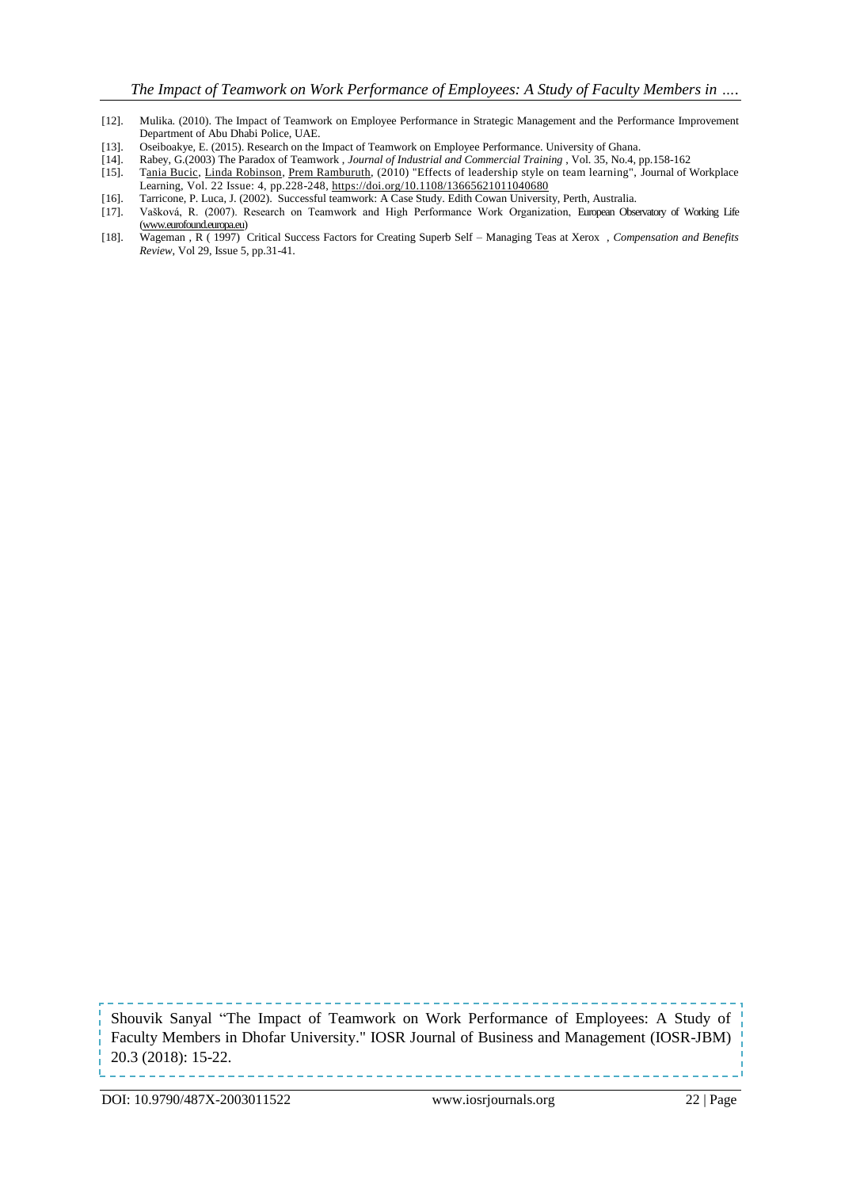[12]. Mulika. (2010). The Impact of Teamwork on Employee Performance in Strategic Management and the Performance Improvement Department of Abu Dhabi Police, UAE.

[13]. Oseiboakye, E. (2015). Research on the Impact of Teamwork on Employee Performance. University of Ghana.

[14]. Rabey, G.(2003) The Paradox of Teamwork , *Journal of Industrial and Commercial Training* , Vol. 35, No.4, pp.158-162

[15]. Tania Bucic, Linda Robinson, Prem Ramburuth, (2010) "Effects of leadership style on team learning", Journal of Workplace Learning, Vol. 22 Issue: 4, pp.228-248, https://doi.org/10.1108/13665621011040680

[16]. Tarricone, P. Luca, J. (2002). Successful teamwork: A Case Study. Edith Cowan University, Perth, Australia.

[17]. Vašková, R. (2007). Research on Teamwork and High Performance Work Organization, European Observatory of Working Life (www.eurofound.europa.eu)

[18]. Wageman , R ( 1997) Critical Success Factors for Creating Superb Self – Managing Teas at Xerox , *Compensation and Benefits Review*, Vol 29, Issue 5, pp.31-41.

Shouvik Sanyal "The Impact of Teamwork on Work Performance of Employees: A Study of Faculty Members in Dhofar University." IOSR Journal of Business and Management (IOSR-JBM) 20.3 (2018): 15-22.